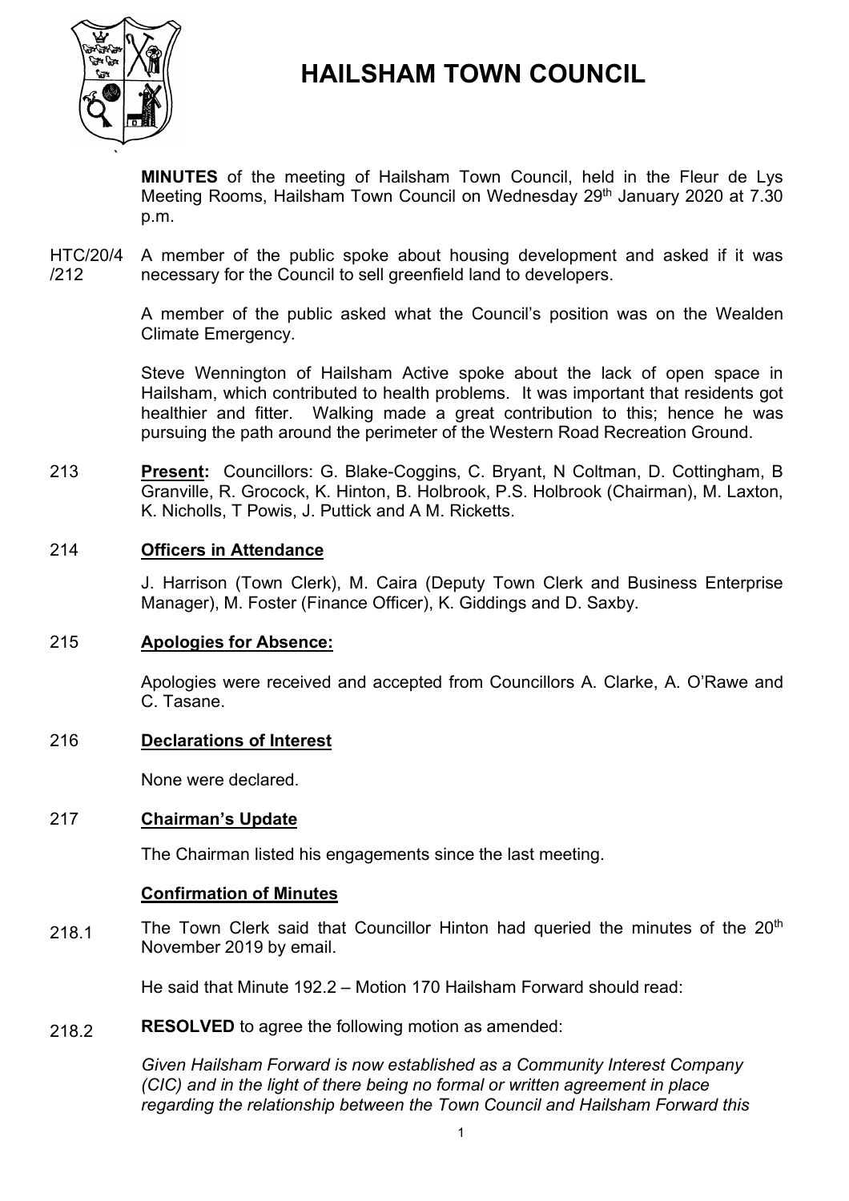# HAILSHAM TOWN COUNCIL

**MINUTES** of the meeting of Hailsham Town Council, held in the Fleur de Lys Meeting Rooms, Hailsham Town Council on Wednesday 29th January 2020 at 7.30 p.m.

HTC/20/4/212 A member of the public spoke about housing development and asked if it was necessary for the Council to sell greenfield land to developers.

A member of the public asked what the Council's position was on the Wealden Climate Emergency.

Steve Wennington of Hailsham Active spoke about the lack of open space in Hailsham, which contributed to health problems. It was important that residents got healthier and fitter. Walking made a great contribution to this; hence he was pursuing the path around the perimeter of the Western Road Recreation Ground.

213 **Present:** Councillors: G. Blake-Coggins, C. Bryant, N Coltman, D. Cottingham, B Granville, R. Grocock, K. Hinton, B. Holbrook, P.S. Holbrook (Chairman), M. Laxton, K. Nicholls, T Powis, J. Puttick and A M. Ricketts.

214 **Officers in Attendance**

J. Harrison (Town Clerk), M. Caira (Deputy Town Clerk and Business Enterprise Manager), M. Foster (Finance Officer), K. Giddings and D. Saxby.

215 **Apologies for Absence:**

Apologies were received and accepted from Councillors A. Clarke, A. O'Rawe and C. Tasane.

216 **Declarations of Interest**

None were declared.

217 **Chairman's Update**

The Chairman listed his engagements since the last meeting.

**Confirmation of Minutes**

218.1 The Town Clerk said that Councillor Hinton had queried the minutes of the 20th November 2019 by email.

He said that Minute 192.2 – Motion 170 Hailsham Forward should read:

218.2 **RESOLVED** to agree the following motion as amended:

*Given Hailsham Forward is now established as a Community Interest Company (CIC) and in the light of there being no formal or written agreement in place regarding the relationship between the Town Council and Hailsham Forward this*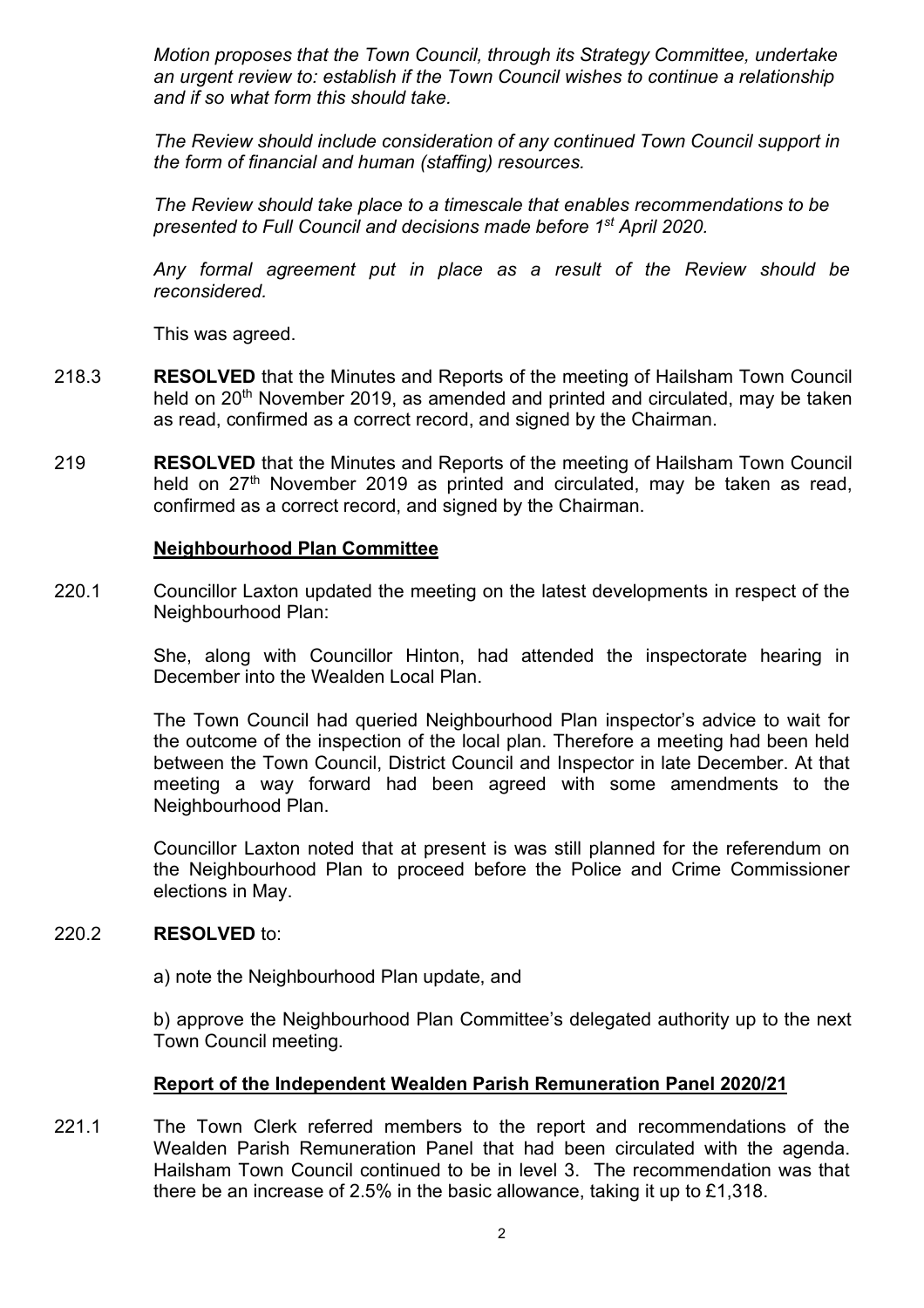*Motion proposes that the Town Council, through its Strategy Committee, undertake an urgent review to: establish if the Town Council wishes to continue a relationship and if so what form this should take.*

*The Review should include consideration of any continued Town Council support in the form of financial and human (staffing) resources.*

*The Review should take place to a timescale that enables recommendations to be presented to Full Council and decisions made before 1st April 2020.*

*Any formal agreement put in place as a result of the Review should be reconsidered.*

This was agreed.

218.3 **RESOLVED** that the Minutes and Reports of the meeting of Hailsham Town Council held on 20th November 2019, as amended and printed and circulated, may be taken as read, confirmed as a correct record, and signed by the Chairman.

219 **RESOLVED** that the Minutes and Reports of the meeting of Hailsham Town Council held on 27th November 2019 as printed and circulated, may be taken as read, confirmed as a correct record, and signed by the Chairman.

## Neighbourhood Plan Committee

220.1 Councillor Laxton updated the meeting on the latest developments in respect of the Neighbourhood Plan:

She, along with Councillor Hinton, had attended the inspectorate hearing in December into the Wealden Local Plan.

The Town Council had queried Neighbourhood Plan inspector's advice to wait for the outcome of the inspection of the local plan. Therefore a meeting had been held between the Town Council, District Council and Inspector in late December. At that meeting a way forward had been agreed with some amendments to the Neighbourhood Plan.

Councillor Laxton noted that at present is was still planned for the referendum on the Neighbourhood Plan to proceed before the Police and Crime Commissioner elections in May.

220.2 **RESOLVED** to:

a) note the Neighbourhood Plan update, and

b) approve the Neighbourhood Plan Committee's delegated authority up to the next Town Council meeting.

## Report of the Independent Wealden Parish Remuneration Panel 2020/21

221.1 The Town Clerk referred members to the report and recommendations of the Wealden Parish Remuneration Panel that had been circulated with the agenda. Hailsham Town Council continued to be in level 3. The recommendation was that there be an increase of 2.5% in the basic allowance, taking it up to £1,318.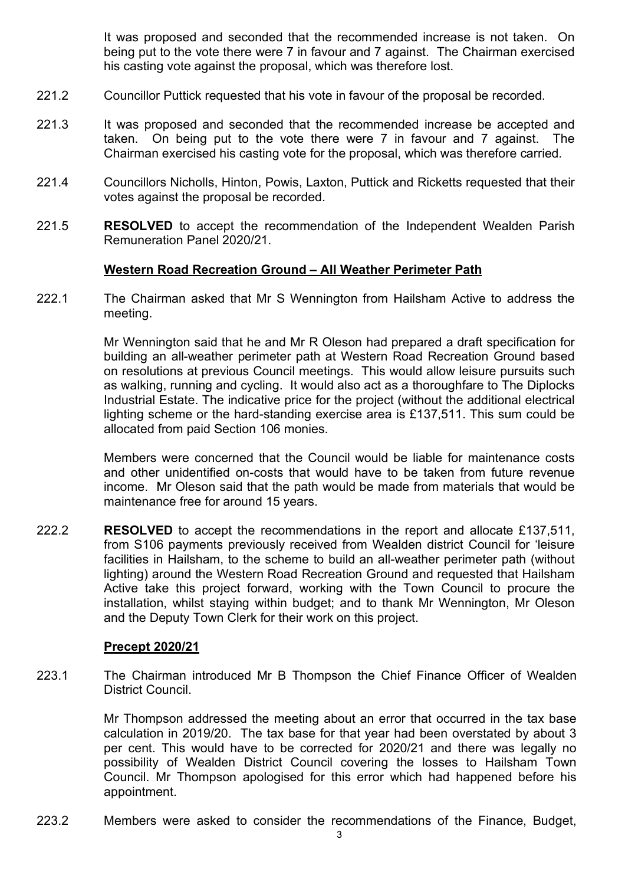It was proposed and seconded that the recommended increase is not taken. On being put to the vote there were 7 in favour and 7 against. The Chairman exercised his casting vote against the proposal, which was therefore lost.

221.2 Councillor Puttick requested that his vote in favour of the proposal be recorded.

221.3 It was proposed and seconded that the recommended increase be accepted and taken. On being put to the vote there were 7 in favour and 7 against. The Chairman exercised his casting vote for the proposal, which was therefore carried.

221.4 Councillors Nicholls, Hinton, Powis, Laxton, Puttick and Ricketts requested that their votes against the proposal be recorded.

221.5 **RESOLVED** to accept the recommendation of the Independent Wealden Parish Remuneration Panel 2020/21.

**Western Road Recreation Ground – All Weather Perimeter Path**

222.1 The Chairman asked that Mr S Wennington from Hailsham Active to address the meeting.

Mr Wennington said that he and Mr R Oleson had prepared a draft specification for building an all-weather perimeter path at Western Road Recreation Ground based on resolutions at previous Council meetings. This would allow leisure pursuits such as walking, running and cycling. It would also act as a thoroughfare to The Diplocks Industrial Estate. The indicative price for the project (without the additional electrical lighting scheme or the hard-standing exercise area is £137,511. This sum could be allocated from paid Section 106 monies.

Members were concerned that the Council would be liable for maintenance costs and other unidentified on-costs that would have to be taken from future revenue income. Mr Oleson said that the path would be made from materials that would be maintenance free for around 15 years.

222.2 **RESOLVED** to accept the recommendations in the report and allocate £137,511, from S106 payments previously received from Wealden district Council for 'leisure facilities in Hailsham, to the scheme to build an all-weather perimeter path (without lighting) around the Western Road Recreation Ground and requested that Hailsham Active take this project forward, working with the Town Council to procure the installation, whilst staying within budget; and to thank Mr Wennington, Mr Oleson and the Deputy Town Clerk for their work on this project.

**Precept 2020/21**

223.1 The Chairman introduced Mr B Thompson the Chief Finance Officer of Wealden District Council.

Mr Thompson addressed the meeting about an error that occurred in the tax base calculation in 2019/20. The tax base for that year had been overstated by about 3 per cent. This would have to be corrected for 2020/21 and there was legally no possibility of Wealden District Council covering the losses to Hailsham Town Council. Mr Thompson apologised for this error which had happened before his appointment.

223.2 Members were asked to consider the recommendations of the Finance, Budget,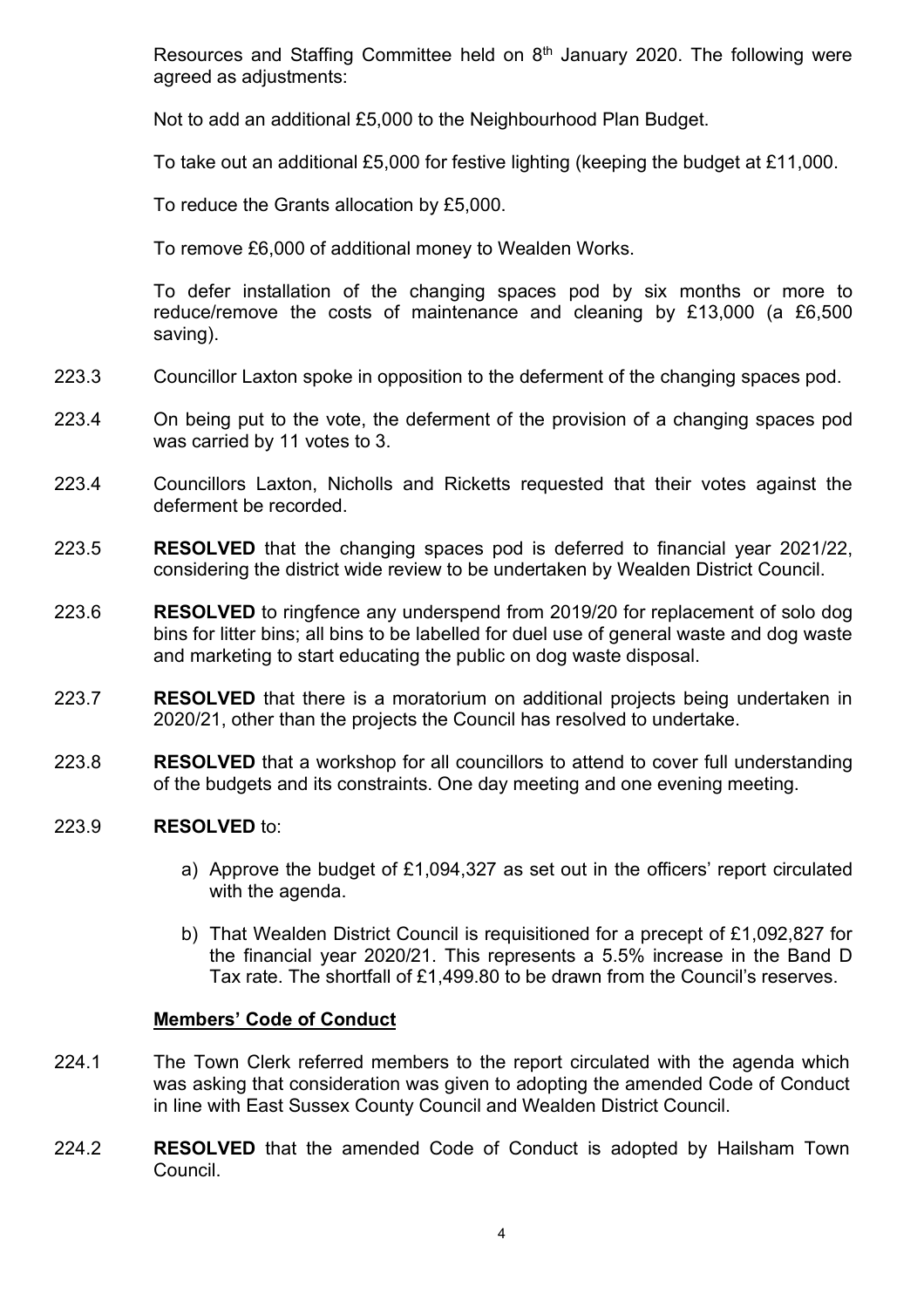Resources and Staffing Committee held on 8th January 2020. The following were agreed as adjustments:

Not to add an additional £5,000 to the Neighbourhood Plan Budget.

To take out an additional £5,000 for festive lighting (keeping the budget at £11,000.

To reduce the Grants allocation by £5,000.

To remove £6,000 of additional money to Wealden Works.

To defer installation of the changing spaces pod by six months or more to reduce/remove the costs of maintenance and cleaning by £13,000 (a £6,500 saving).

223.3 Councillor Laxton spoke in opposition to the deferment of the changing spaces pod.

223.4 On being put to the vote, the deferment of the provision of a changing spaces pod was carried by 11 votes to 3.

223.4 Councillors Laxton, Nicholls and Ricketts requested that their votes against the deferment be recorded.

223.5 **RESOLVED** that the changing spaces pod is deferred to financial year 2021/22, considering the district wide review to be undertaken by Wealden District Council.

223.6 **RESOLVED** to ringfence any underspend from 2019/20 for replacement of solo dog bins for litter bins; all bins to be labelled for duel use of general waste and dog waste and marketing to start educating the public on dog waste disposal.

223.7 **RESOLVED** that there is a moratorium on additional projects being undertaken in 2020/21, other than the projects the Council has resolved to undertake.

223.8 **RESOLVED** that a workshop for all councillors to attend to cover full understanding of the budgets and its constraints. One day meeting and one evening meeting.

223.9 **RESOLVED** to:

a) Approve the budget of £1,094,327 as set out in the officers' report circulated with the agenda.

b) That Wealden District Council is requisitioned for a precept of £1,092,827 for the financial year 2020/21. This represents a 5.5% increase in the Band D Tax rate. The shortfall of £1,499.80 to be drawn from the Council's reserves.

**Members' Code of Conduct**

224.1 The Town Clerk referred members to the report circulated with the agenda which was asking that consideration was given to adopting the amended Code of Conduct in line with East Sussex County Council and Wealden District Council.

224.2 **RESOLVED** that the amended Code of Conduct is adopted by Hailsham Town Council.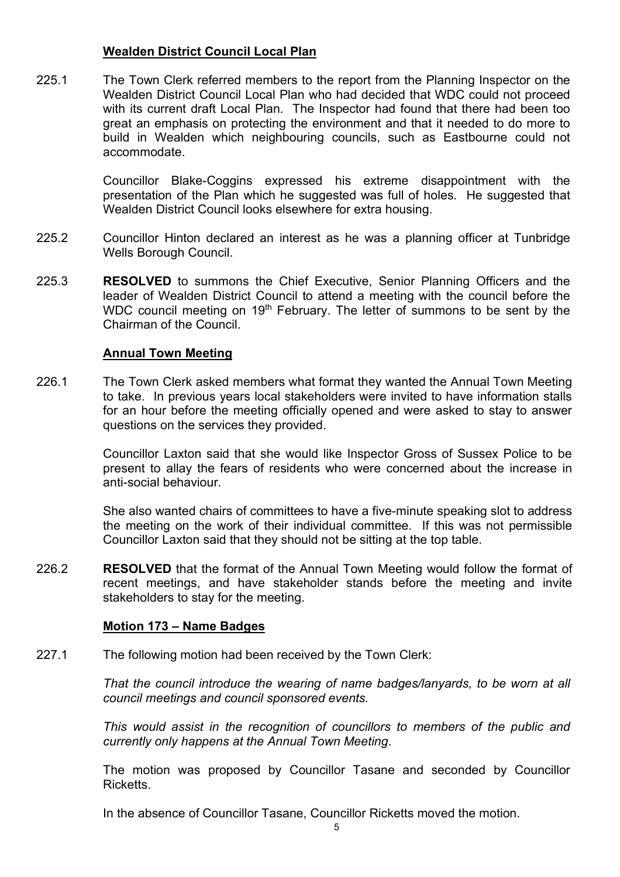**Wealden District Council Local Plan**

225.1 The Town Clerk referred members to the report from the Planning Inspector on the Wealden District Council Local Plan who had decided that WDC could not proceed with its current draft Local Plan. The Inspector had found that there had been too great an emphasis on protecting the environment and that it needed to do more to build in Wealden which neighbouring councils, such as Eastbourne could not accommodate.

Councillor Blake-Coggins expressed his extreme disappointment with the presentation of the Plan which he suggested was full of holes. He suggested that Wealden District Council looks elsewhere for extra housing.

225.2 Councillor Hinton declared an interest as he was a planning officer at Tunbridge Wells Borough Council.

225.3 **RESOLVED** to summons the Chief Executive, Senior Planning Officers and the leader of Wealden District Council to attend a meeting with the council before the WDC council meeting on 19th February. The letter of summons to be sent by the Chairman of the Council.

**Annual Town Meeting**

226.1 The Town Clerk asked members what format they wanted the Annual Town Meeting to take. In previous years local stakeholders were invited to have information stalls for an hour before the meeting officially opened and were asked to stay to answer questions on the services they provided.

Councillor Laxton said that she would like Inspector Gross of Sussex Police to be present to allay the fears of residents who were concerned about the increase in anti-social behaviour.

She also wanted chairs of committees to have a five-minute speaking slot to address the meeting on the work of their individual committee. If this was not permissible Councillor Laxton said that they should not be sitting at the top table.

226.2 **RESOLVED** that the format of the Annual Town Meeting would follow the format of recent meetings, and have stakeholder stands before the meeting and invite stakeholders to stay for the meeting.

**Motion 173 – Name Badges**

227.1 The following motion had been received by the Town Clerk:

*That the council introduce the wearing of name badges/lanyards, to be worn at all council meetings and council sponsored events.*

*This would assist in the recognition of councillors to members of the public and currently only happens at the Annual Town Meeting.*

The motion was proposed by Councillor Tasane and seconded by Councillor Ricketts.

In the absence of Councillor Tasane, Councillor Ricketts moved the motion.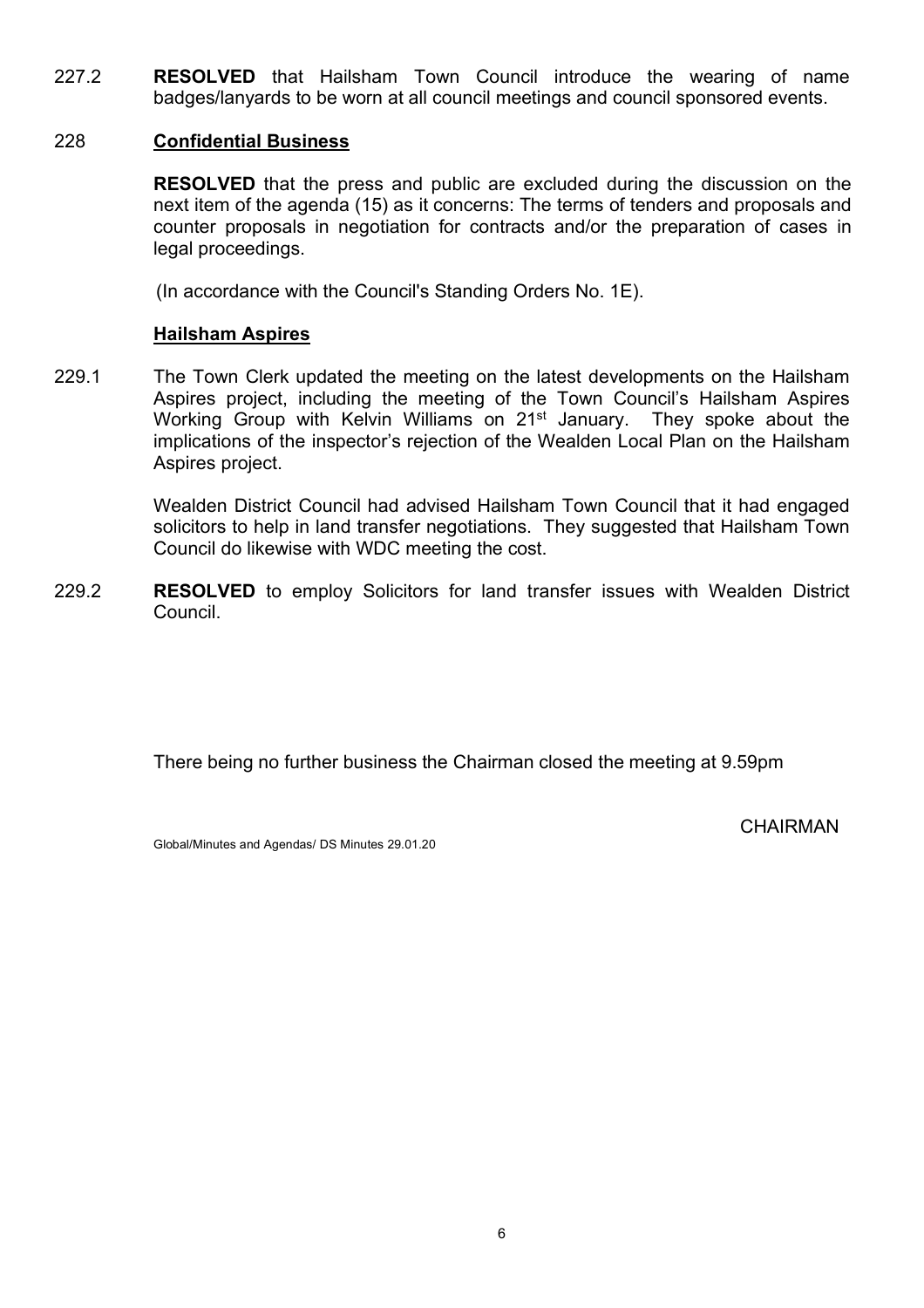227.2 **RESOLVED** that Hailsham Town Council introduce the wearing of name badges/lanyards to be worn at all council meetings and council sponsored events.

228 **Confidential Business**

**RESOLVED** that the press and public are excluded during the discussion on the next item of the agenda (15) as it concerns: The terms of tenders and proposals and counter proposals in negotiation for contracts and/or the preparation of cases in legal proceedings.

(In accordance with the Council's Standing Orders No. 1E).

**Hailsham Aspires**

229.1 The Town Clerk updated the meeting on the latest developments on the Hailsham Aspires project, including the meeting of the Town Council's Hailsham Aspires Working Group with Kelvin Williams on 21st January. They spoke about the implications of the inspector's rejection of the Wealden Local Plan on the Hailsham Aspires project.

Wealden District Council had advised Hailsham Town Council that it had engaged solicitors to help in land transfer negotiations. They suggested that Hailsham Town Council do likewise with WDC meeting the cost.

229.2 **RESOLVED** to employ Solicitors for land transfer issues with Wealden District Council.

There being no further business the Chairman closed the meeting at 9.59pm

CHAIRMAN

Global/Minutes and Agendas/ DS Minutes 29.01.20